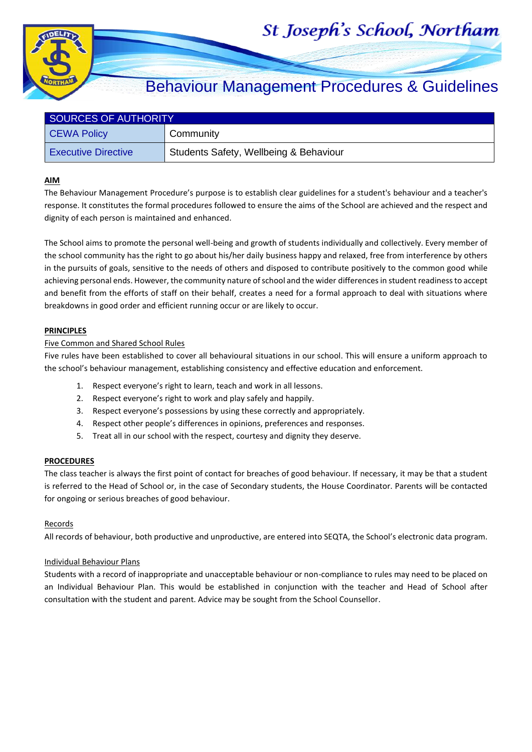# St Joseph's School, Northam

## Behaviour Management Procedures & Guidelines

| SOURCES OF AUTHORITY | |
|---|---|
| CEWA Policy | Community |
| Executive Directive | Students Safety, Wellbeing & Behaviour |

### AIM

The Behaviour Management Procedure's purpose is to establish clear guidelines for a student's behaviour and a teacher's response. It constitutes the formal procedures followed to ensure the aims of the School are achieved and the respect and dignity of each person is maintained and enhanced.

The School aims to promote the personal well-being and growth of students individually and collectively. Every member of the school community has the right to go about his/her daily business happy and relaxed, free from interference by others in the pursuits of goals, sensitive to the needs of others and disposed to contribute positively to the common good while achieving personal ends. However, the community nature of school and the wider differences in student readiness to accept and benefit from the efforts of staff on their behalf, creates a need for a formal approach to deal with situations where breakdowns in good order and efficient running occur or are likely to occur.

### PRINCIPLES

Five Common and Shared School Rules

Five rules have been established to cover all behavioural situations in our school. This will ensure a uniform approach to the school's behaviour management, establishing consistency and effective education and enforcement.

1. Respect everyone's right to learn, teach and work in all lessons.
2. Respect everyone's right to work and play safely and happily.
3. Respect everyone's possessions by using these correctly and appropriately.
4. Respect other people's differences in opinions, preferences and responses.
5. Treat all in our school with the respect, courtesy and dignity they deserve.

### PROCEDURES

The class teacher is always the first point of contact for breaches of good behaviour. If necessary, it may be that a student is referred to the Head of School or, in the case of Secondary students, the House Coordinator. Parents will be contacted for ongoing or serious breaches of good behaviour.

Records

All records of behaviour, both productive and unproductive, are entered into SEQTA, the School's electronic data program.

Individual Behaviour Plans

Students with a record of inappropriate and unacceptable behaviour or non-compliance to rules may need to be placed on an Individual Behaviour Plan. This would be established in conjunction with the teacher and Head of School after consultation with the student and parent. Advice may be sought from the School Counsellor.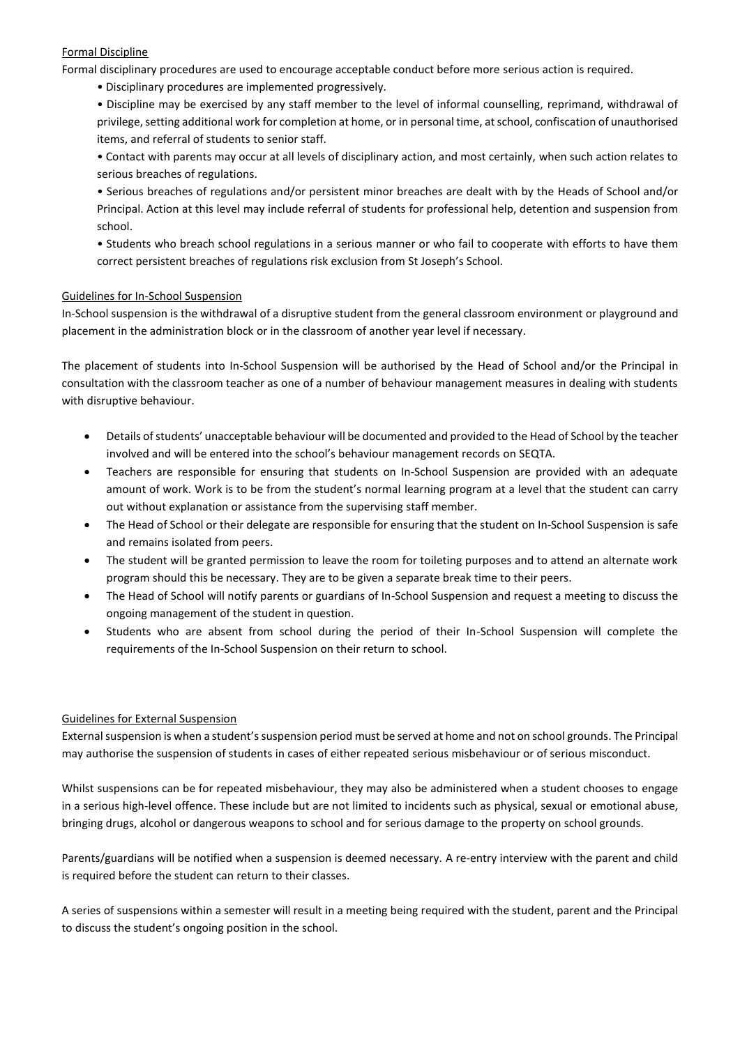## Formal Discipline

Formal disciplinary procedures are used to encourage acceptable conduct before more serious action is required.

- Disciplinary procedures are implemented progressively.
- Discipline may be exercised by any staff member to the level of informal counselling, reprimand, withdrawal of privilege, setting additional work for completion at home, or in personal time, at school, confiscation of unauthorised items, and referral of students to senior staff.
- Contact with parents may occur at all levels of disciplinary action, and most certainly, when such action relates to serious breaches of regulations.
- Serious breaches of regulations and/or persistent minor breaches are dealt with by the Heads of School and/or Principal. Action at this level may include referral of students for professional help, detention and suspension from school.
- Students who breach school regulations in a serious manner or who fail to cooperate with efforts to have them correct persistent breaches of regulations risk exclusion from St Joseph's School.

## Guidelines for In-School Suspension

In-School suspension is the withdrawal of a disruptive student from the general classroom environment or playground and placement in the administration block or in the classroom of another year level if necessary.

The placement of students into In-School Suspension will be authorised by the Head of School and/or the Principal in consultation with the classroom teacher as one of a number of behaviour management measures in dealing with students with disruptive behaviour.

- Details of students' unacceptable behaviour will be documented and provided to the Head of School by the teacher involved and will be entered into the school's behaviour management records on SEQTA.
- Teachers are responsible for ensuring that students on In-School Suspension are provided with an adequate amount of work. Work is to be from the student's normal learning program at a level that the student can carry out without explanation or assistance from the supervising staff member.
- The Head of School or their delegate are responsible for ensuring that the student on In-School Suspension is safe and remains isolated from peers.
- The student will be granted permission to leave the room for toileting purposes and to attend an alternate work program should this be necessary. They are to be given a separate break time to their peers.
- The Head of School will notify parents or guardians of In-School Suspension and request a meeting to discuss the ongoing management of the student in question.
- Students who are absent from school during the period of their In-School Suspension will complete the requirements of the In-School Suspension on their return to school.

## Guidelines for External Suspension

External suspension is when a student's suspension period must be served at home and not on school grounds. The Principal may authorise the suspension of students in cases of either repeated serious misbehaviour or of serious misconduct.

Whilst suspensions can be for repeated misbehaviour, they may also be administered when a student chooses to engage in a serious high-level offence. These include but are not limited to incidents such as physical, sexual or emotional abuse, bringing drugs, alcohol or dangerous weapons to school and for serious damage to the property on school grounds.

Parents/guardians will be notified when a suspension is deemed necessary. A re-entry interview with the parent and child is required before the student can return to their classes.

A series of suspensions within a semester will result in a meeting being required with the student, parent and the Principal to discuss the student's ongoing position in the school.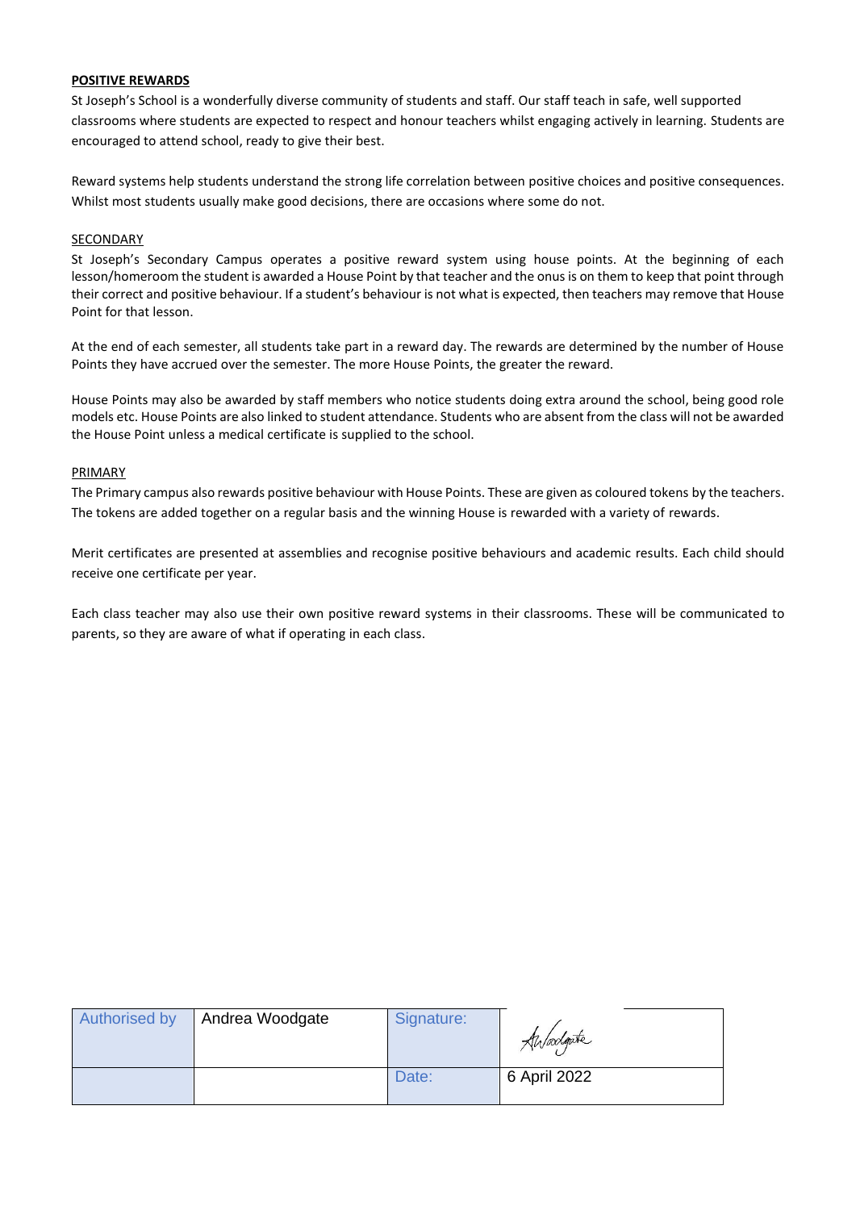**POSITIVE REWARDS**

St Joseph's School is a wonderfully diverse community of students and staff. Our staff teach in safe, well supported classrooms where students are expected to respect and honour teachers whilst engaging actively in learning. Students are encouraged to attend school, ready to give their best.

Reward systems help students understand the strong life correlation between positive choices and positive consequences. Whilst most students usually make good decisions, there are occasions where some do not.

SECONDARY

St Joseph's Secondary Campus operates a positive reward system using house points. At the beginning of each lesson/homeroom the student is awarded a House Point by that teacher and the onus is on them to keep that point through their correct and positive behaviour. If a student's behaviour is not what is expected, then teachers may remove that House Point for that lesson.

At the end of each semester, all students take part in a reward day. The rewards are determined by the number of House Points they have accrued over the semester. The more House Points, the greater the reward.

House Points may also be awarded by staff members who notice students doing extra around the school, being good role models etc. House Points are also linked to student attendance. Students who are absent from the class will not be awarded the House Point unless a medical certificate is supplied to the school.

PRIMARY

The Primary campus also rewards positive behaviour with House Points. These are given as coloured tokens by the teachers. The tokens are added together on a regular basis and the winning House is rewarded with a variety of rewards.

Merit certificates are presented at assemblies and recognise positive behaviours and academic results. Each child should receive one certificate per year.

Each class teacher may also use their own positive reward systems in their classrooms. These will be communicated to parents, so they are aware of what if operating in each class.

| Authorised by | Andrea Woodgate | Signature: | A Woodgate |
|---|---|---|---|
| | | Date: | 6 April 2022 |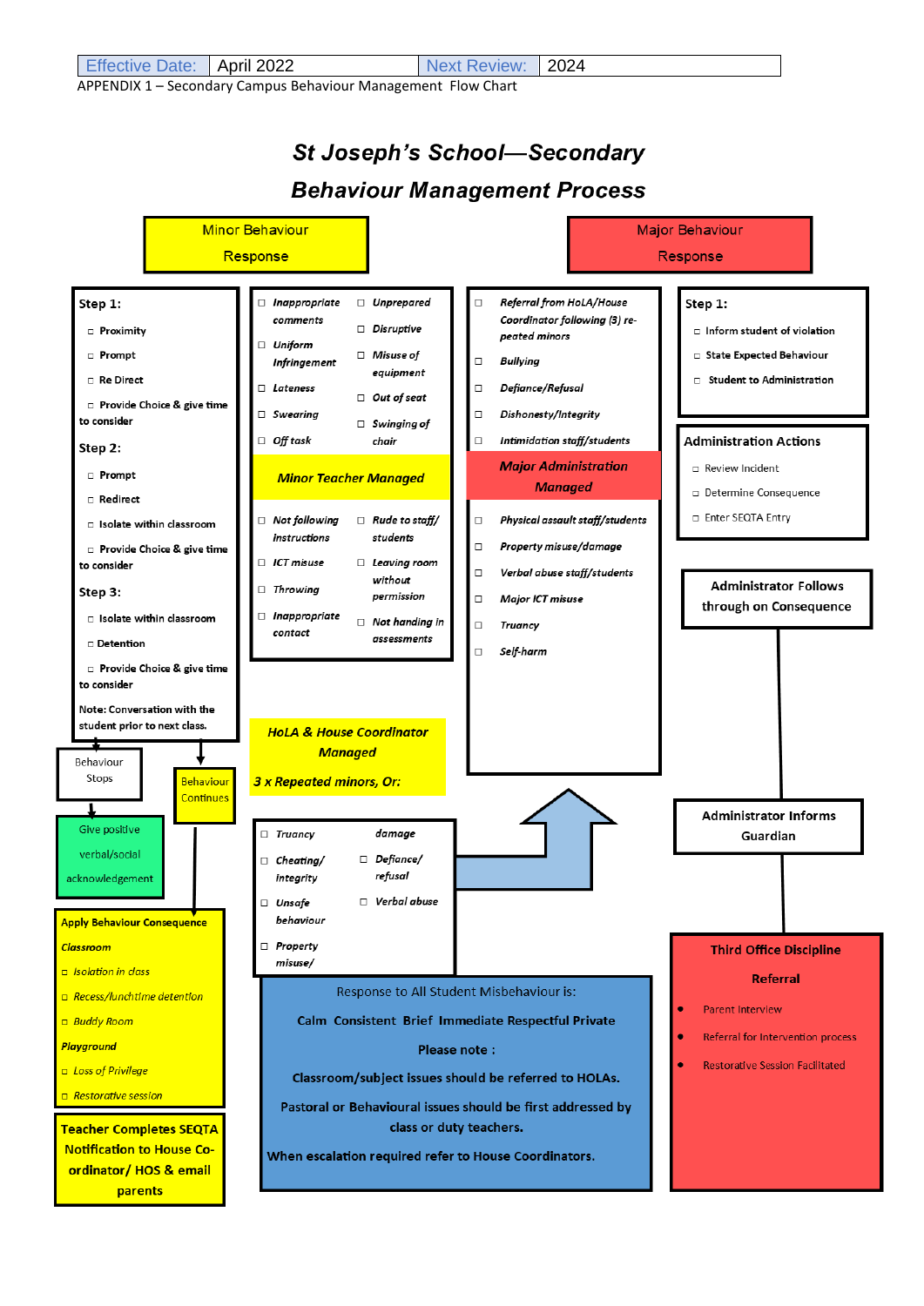| Effective Date: | April 2022 | Next Review: | 2024 |
|---|---|---|---|

APPENDIX 1 – Secondary Campus Behaviour Management Flow Chart

# *St Joseph's School—Secondary*

# *Behaviour Management Process*

## Minor Behaviour Response

**Step 1:**

- Proximity
- Prompt
- Re Direct
- Provide Choice & give time to consider

**Step 2:**

- Prompt
- Redirect
- Isolate within classroom
- Provide Choice & give time to consider

**Step 3:**

- Isolate within classroom
- Detention
- Provide Choice & give time to consider

Note: Conversation with the student prior to next class.

Behaviour Stops → Give positive verbal/social acknowledgement

Behaviour Continues → Apply Behaviour Consequence

**Apply Behaviour Consequence**

***Classroom***

- *Isolation in class*
- *Recess/lunchtime detention*
- *Buddy Room*

***Playground***

- *Loss of Privilege*
- *Restorative session*

**Teacher Completes SEQTA Notification to House Co-ordinator/ HOS & email parents**

### *Minor Teacher Managed*

- *Inappropriate comments*
- *Uniform Infringement*
- *Lateness*
- *Swearing*
- *Off task*
- *Unprepared*
- *Disruptive*
- *Misuse of equipment*
- *Out of seat*
- *Swinging of chair*
- *Not following instructions*
- *ICT misuse*
- *Throwing*
- *Inappropriate contact*
- *Rude to staff/ students*
- *Leaving room without permission*
- *Not handing in assessments*

### *HoLA & House Coordinator Managed*

*3 x Repeated minors, Or:*

- *Truancy*
- *Cheating/ Integrity*
- *Unsafe behaviour*
- *Property misuse/ damage*
- *Defiance/ refusal*
- *Verbal abuse*

Response to All Student Misbehaviour is:

**Calm Consistent Brief Immediate Respectful Private**

**Please note :**

**Classroom/subject issues should be referred to HOLAs.**

**Pastoral or Behavioural issues should be first addressed by class or duty teachers.**

**When escalation required refer to House Coordinators.**

## Major Behaviour Response

### *Major Administration Managed*

- *Referral from HoLA/House Coordinator following (3) repeated minors*
- *Bullying*
- *Defiance/Refusal*
- *Dishonesty/Integrity*
- *Intimidation staff/students*
- *Physical assault staff/students*
- *Property misuse/damage*
- *Verbal abuse staff/students*
- *Major ICT misuse*
- *Truancy*
- *Self-harm*

**Step 1:**

- Inform student of violation
- State Expected Behaviour
- Student to Administration

**Administration Actions**

- Review Incident
- Determine Consequence
- Enter SEQTA Entry

**Administrator Follows through on Consequence**

**Administrator Informs Guardian**

**Third Office Discipline Referral**

- Parent Interview
- Referral for Intervention process
- Restorative Session Facilitated